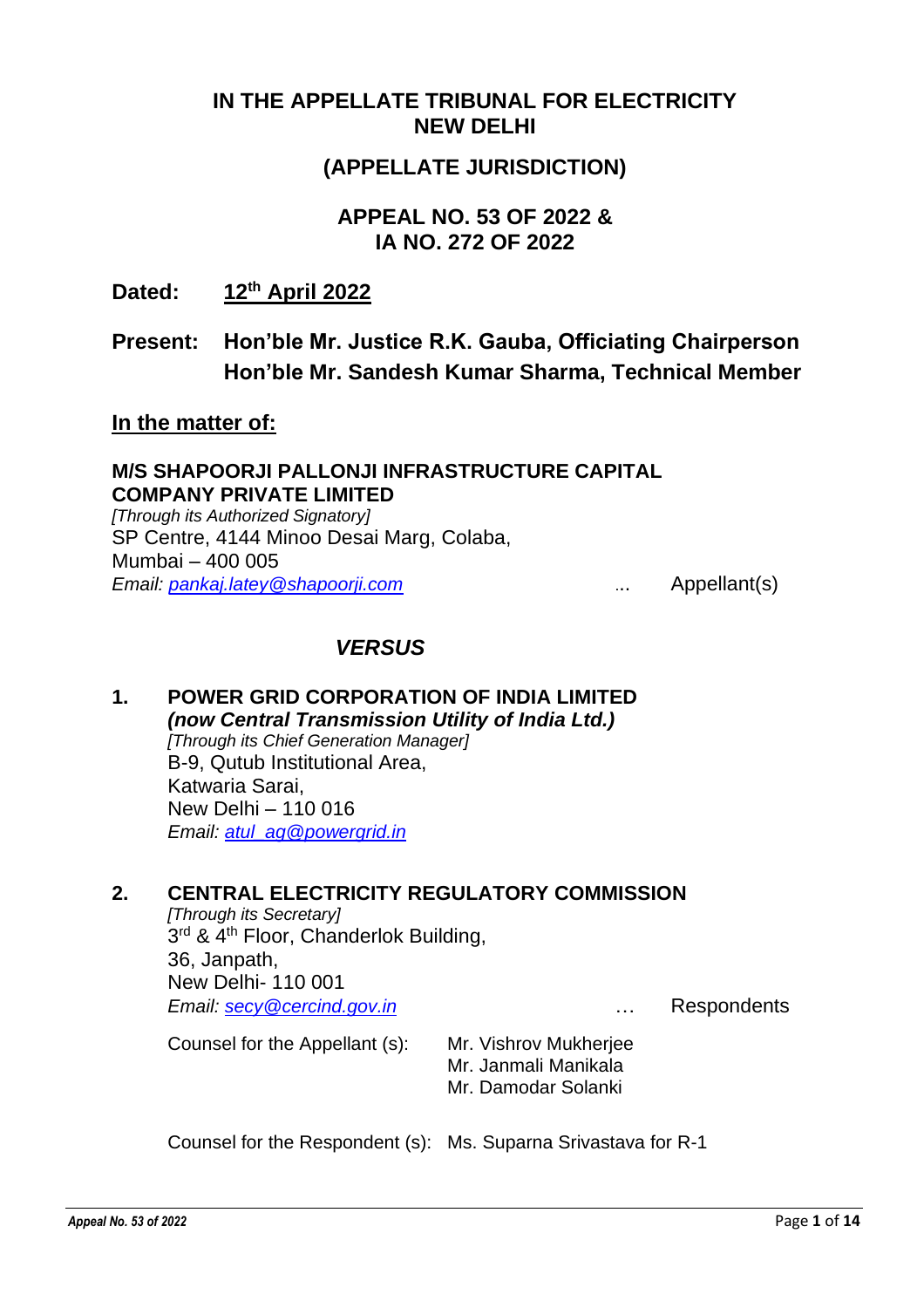# IN THE APPELLATE TRIBUNAL FOR ELECTRICITY
# NEW DELHI

## (APPELLATE JURISDICTION)

## APPEAL NO. 53 OF 2022 &
## IA NO. 272 OF 2022

**Dated:** **12th April 2022**

**Present:** **Hon'ble Mr. Justice R.K. Gauba, Officiating Chairperson**
**Hon'ble Mr. Sandesh Kumar Sharma, Technical Member**

**In the matter of:**

**M/S SHAPOORJI PALLONJI INFRASTRUCTURE CAPITAL COMPANY PRIVATE LIMITED**
*[Through its Authorized Signatory]*
SP Centre, 4144 Minoo Desai Marg, Colaba,
Mumbai – 400 005
*Email: pankaj.latey@shapoorji.com* ... Appellant(s)

***VERSUS***

**1. POWER GRID CORPORATION OF INDIA LIMITED**
***(now Central Transmission Utility of India Ltd.)***
*[Through its Chief Generation Manager]*
B-9, Qutub Institutional Area,
Katwaria Sarai,
New Delhi – 110 016
*Email: atul_ag@powergrid.in*

**2. CENTRAL ELECTRICITY REGULATORY COMMISSION**
*[Through its Secretary]*
3rd & 4th Floor, Chanderlok Building,
36, Janpath,
New Delhi- 110 001
*Email: secy@cercind.gov.in* … Respondents

Counsel for the Appellant (s): Mr. Vishrov Mukherjee
Mr. Janmali Manikala
Mr. Damodar Solanki

Counsel for the Respondent (s): Ms. Suparna Srivastava for R-1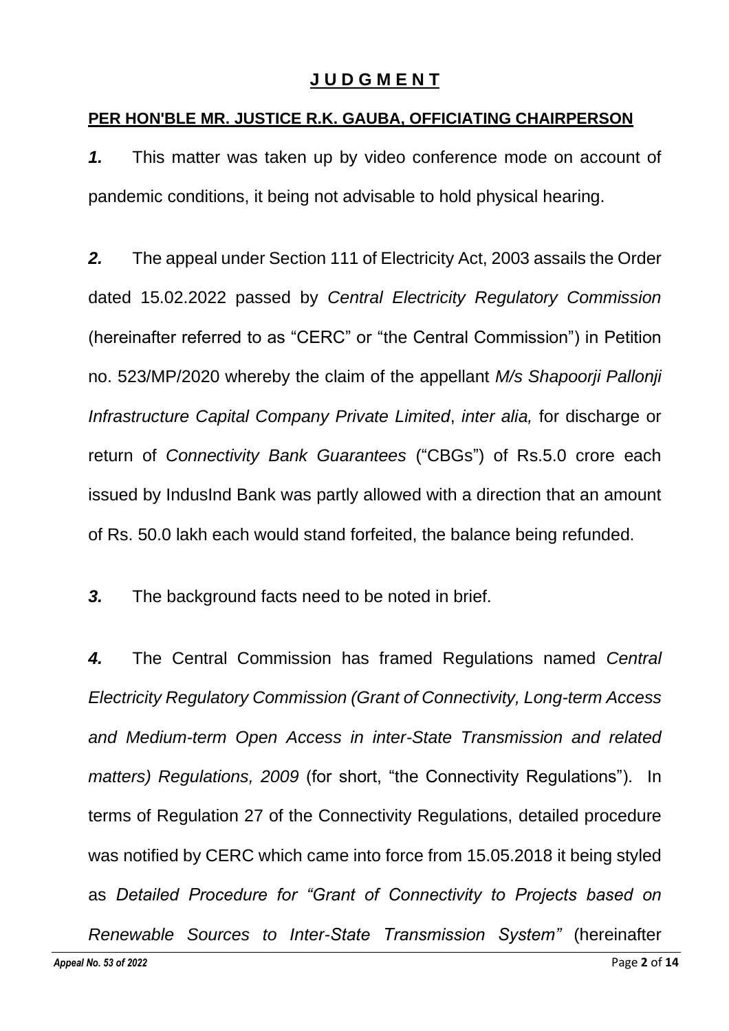## **J U D G M E N T**

**PER HON'BLE MR. JUSTICE R.K. GAUBA, OFFICIATING CHAIRPERSON**

***1.*** This matter was taken up by video conference mode on account of pandemic conditions, it being not advisable to hold physical hearing.

***2.*** The appeal under Section 111 of Electricity Act, 2003 assails the Order dated 15.02.2022 passed by *Central Electricity Regulatory Commission* (hereinafter referred to as "CERC" or "the Central Commission") in Petition no. 523/MP/2020 whereby the claim of the appellant *M/s Shapoorji Pallonji Infrastructure Capital Company Private Limited*, *inter alia,* for discharge or return of *Connectivity Bank Guarantees* ("CBGs") of Rs.5.0 crore each issued by IndusInd Bank was partly allowed with a direction that an amount of Rs. 50.0 lakh each would stand forfeited, the balance being refunded.

***3.*** The background facts need to be noted in brief.

***4.*** The Central Commission has framed Regulations named *Central Electricity Regulatory Commission (Grant of Connectivity, Long-term Access and Medium-term Open Access in inter-State Transmission and related matters) Regulations, 2009* (for short, "the Connectivity Regulations"). In terms of Regulation 27 of the Connectivity Regulations, detailed procedure was notified by CERC which came into force from 15.05.2018 it being styled as *Detailed Procedure for "Grant of Connectivity to Projects based on Renewable Sources to Inter-State Transmission System"* (hereinafter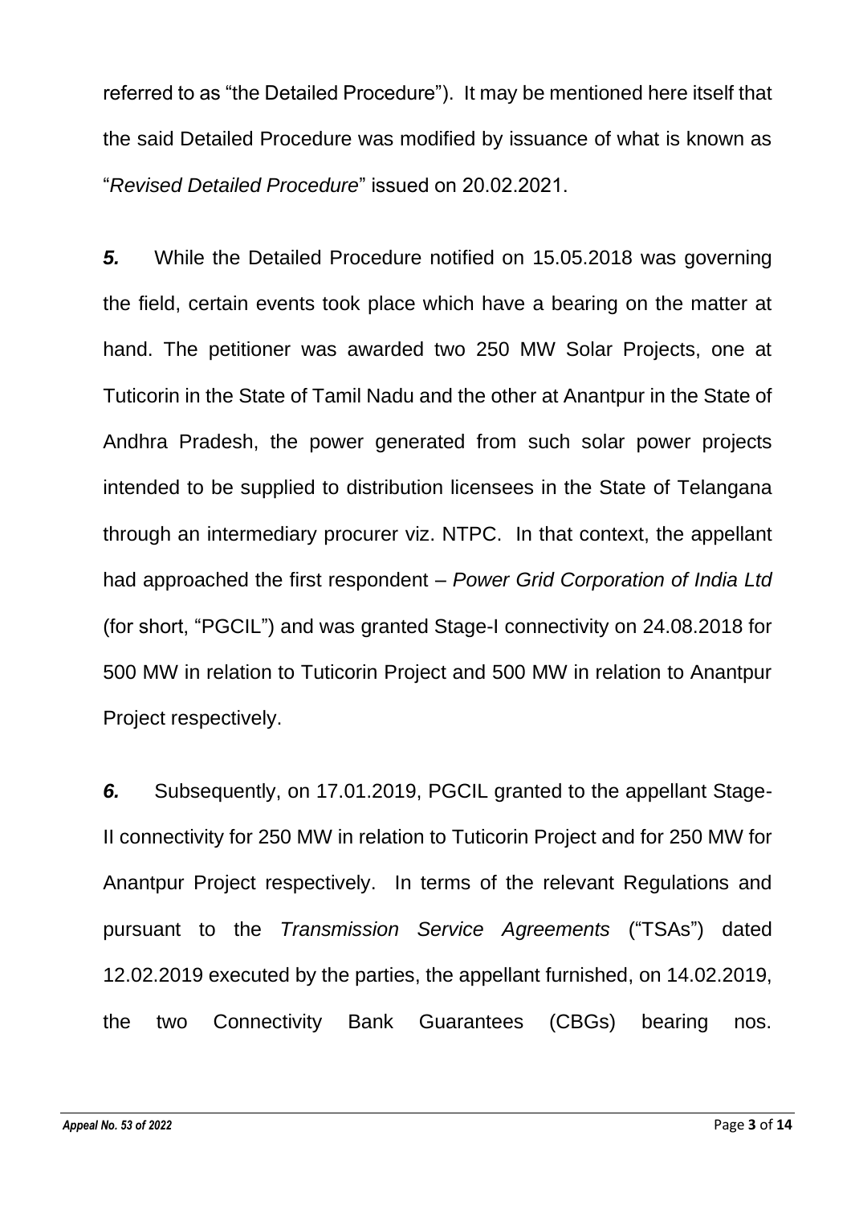referred to as "the Detailed Procedure"). It may be mentioned here itself that the said Detailed Procedure was modified by issuance of what is known as "*Revised Detailed Procedure*" issued on 20.02.2021.

***5.*** While the Detailed Procedure notified on 15.05.2018 was governing the field, certain events took place which have a bearing on the matter at hand. The petitioner was awarded two 250 MW Solar Projects, one at Tuticorin in the State of Tamil Nadu and the other at Anantpur in the State of Andhra Pradesh, the power generated from such solar power projects intended to be supplied to distribution licensees in the State of Telangana through an intermediary procurer viz. NTPC. In that context, the appellant had approached the first respondent – *Power Grid Corporation of India Ltd* (for short, "PGCIL") and was granted Stage-I connectivity on 24.08.2018 for 500 MW in relation to Tuticorin Project and 500 MW in relation to Anantpur Project respectively.

***6.*** Subsequently, on 17.01.2019, PGCIL granted to the appellant Stage-II connectivity for 250 MW in relation to Tuticorin Project and for 250 MW for Anantpur Project respectively. In terms of the relevant Regulations and pursuant to the *Transmission Service Agreements* ("TSAs") dated 12.02.2019 executed by the parties, the appellant furnished, on 14.02.2019, the two Connectivity Bank Guarantees (CBGs) bearing nos.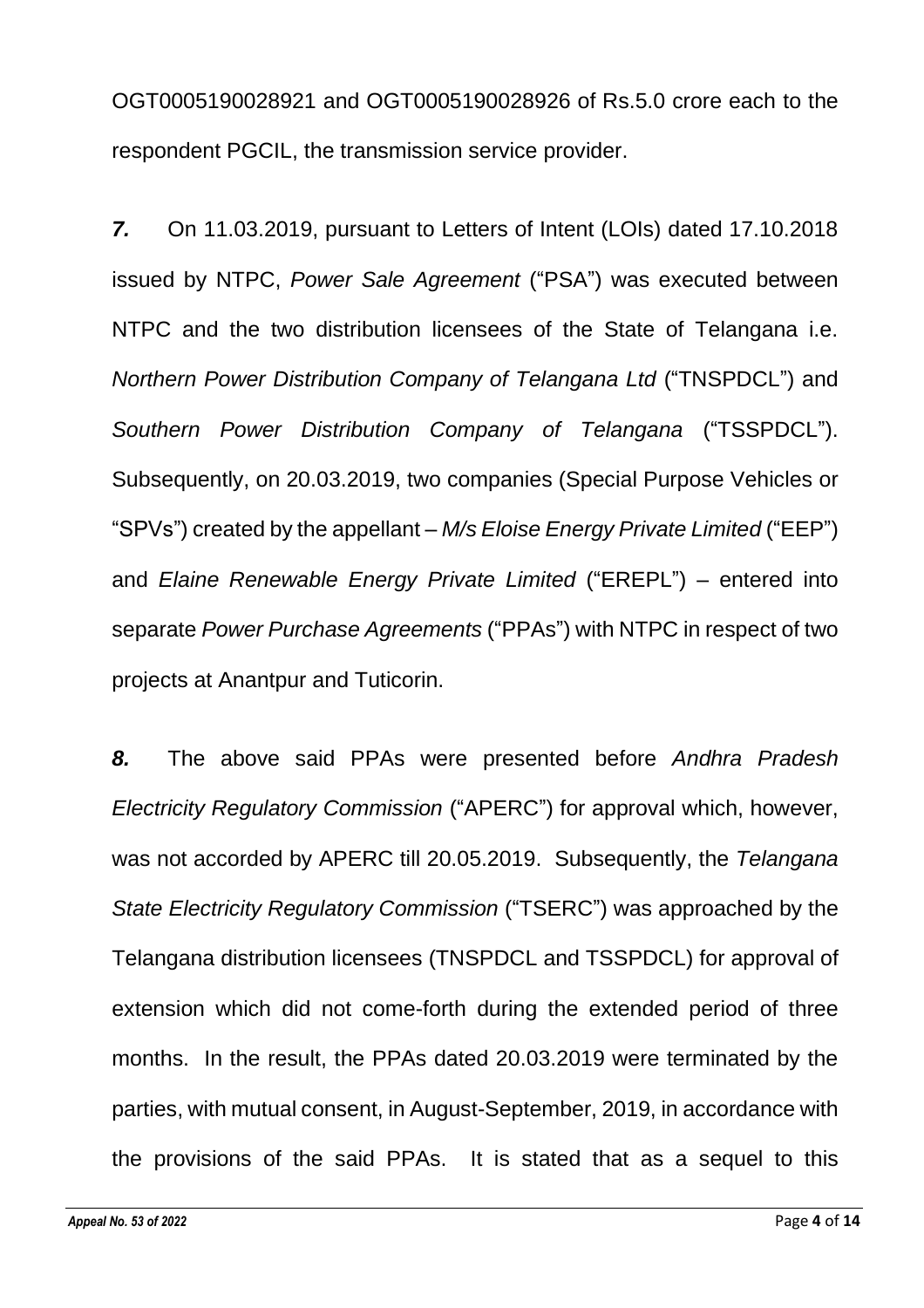OGT0005190028921 and OGT0005190028926 of Rs.5.0 crore each to the respondent PGCIL, the transmission service provider.

***7.*** On 11.03.2019, pursuant to Letters of Intent (LOIs) dated 17.10.2018 issued by NTPC, *Power Sale Agreement* ("PSA") was executed between NTPC and the two distribution licensees of the State of Telangana i.e. *Northern Power Distribution Company of Telangana Ltd* ("TNSPDCL") and *Southern Power Distribution Company of Telangana* ("TSSPDCL"). Subsequently, on 20.03.2019, two companies (Special Purpose Vehicles or "SPVs") created by the appellant – *M/s Eloise Energy Private Limited* ("EEP") and *Elaine Renewable Energy Private Limited* ("EREPL") – entered into separate *Power Purchase Agreements* ("PPAs") with NTPC in respect of two projects at Anantpur and Tuticorin.

***8.*** The above said PPAs were presented before *Andhra Pradesh Electricity Regulatory Commission* ("APERC") for approval which, however, was not accorded by APERC till 20.05.2019. Subsequently, the *Telangana State Electricity Regulatory Commission* ("TSERC") was approached by the Telangana distribution licensees (TNSPDCL and TSSPDCL) for approval of extension which did not come-forth during the extended period of three months. In the result, the PPAs dated 20.03.2019 were terminated by the parties, with mutual consent, in August-September, 2019, in accordance with the provisions of the said PPAs. It is stated that as a sequel to this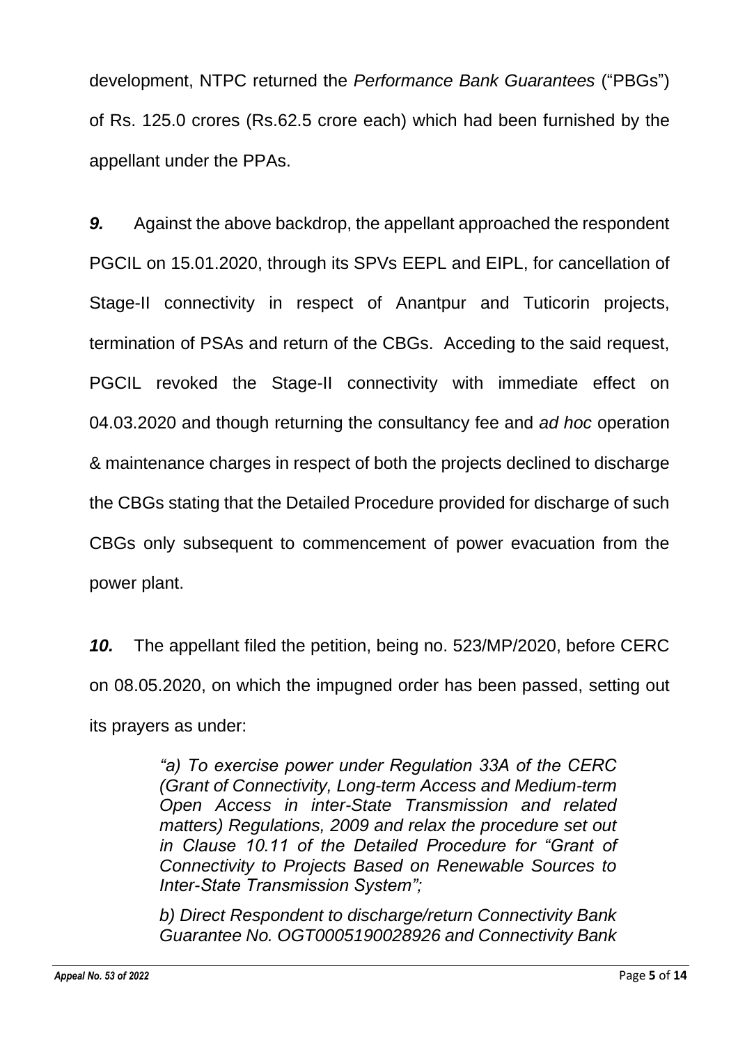development, NTPC returned the *Performance Bank Guarantees* ("PBGs") of Rs. 125.0 crores (Rs.62.5 crore each) which had been furnished by the appellant under the PPAs.

***9.*** Against the above backdrop, the appellant approached the respondent PGCIL on 15.01.2020, through its SPVs EEPL and EIPL, for cancellation of Stage-II connectivity in respect of Anantpur and Tuticorin projects, termination of PSAs and return of the CBGs. Acceding to the said request, PGCIL revoked the Stage-II connectivity with immediate effect on 04.03.2020 and though returning the consultancy fee and *ad hoc* operation & maintenance charges in respect of both the projects declined to discharge the CBGs stating that the Detailed Procedure provided for discharge of such CBGs only subsequent to commencement of power evacuation from the power plant.

***10.*** The appellant filed the petition, being no. 523/MP/2020, before CERC on 08.05.2020, on which the impugned order has been passed, setting out its prayers as under:

> *"a) To exercise power under Regulation 33A of the CERC (Grant of Connectivity, Long-term Access and Medium-term Open Access in inter-State Transmission and related matters) Regulations, 2009 and relax the procedure set out in Clause 10.11 of the Detailed Procedure for "Grant of Connectivity to Projects Based on Renewable Sources to Inter-State Transmission System";*
>
> *b) Direct Respondent to discharge/return Connectivity Bank Guarantee No. OGT0005190028926 and Connectivity Bank*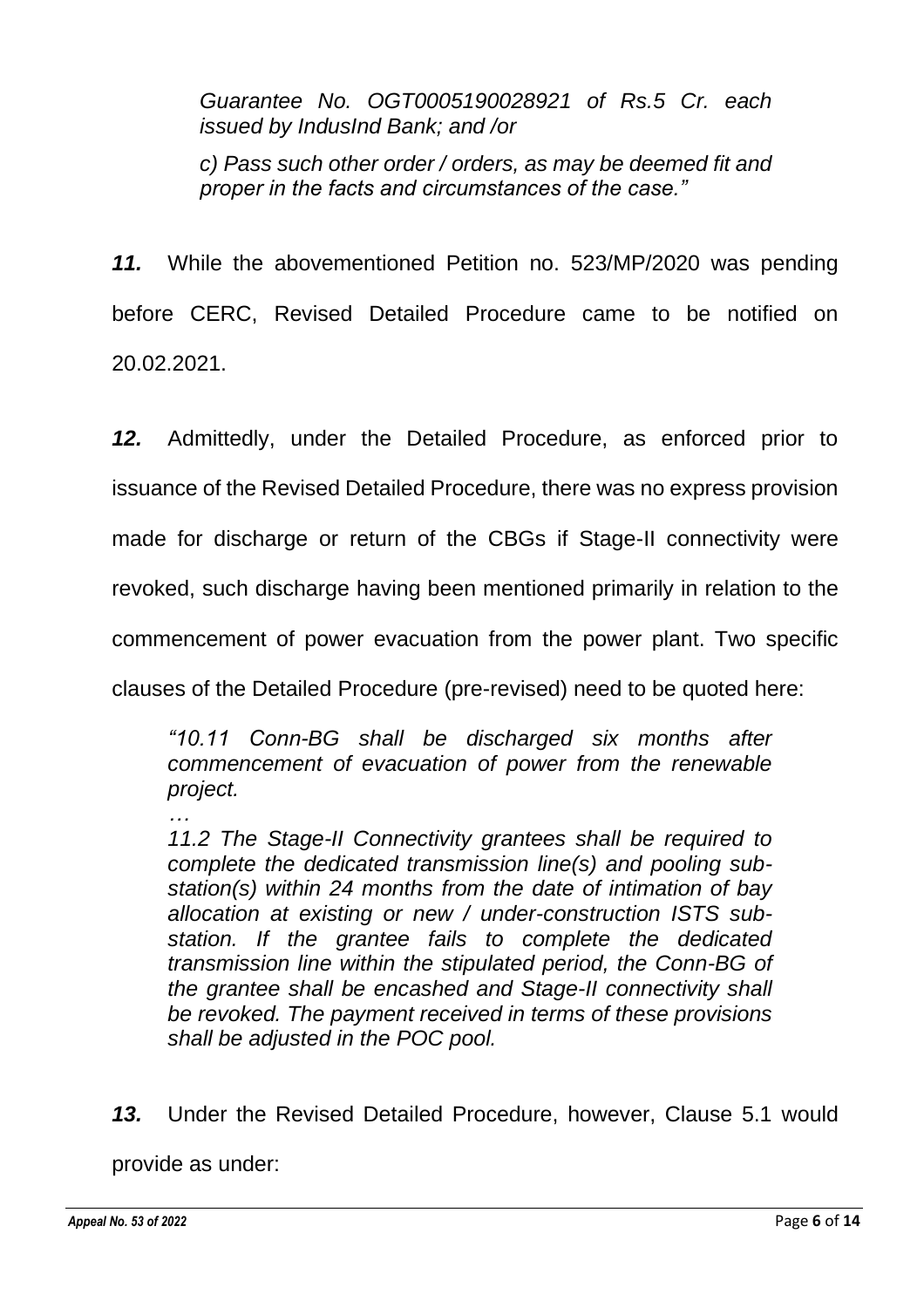*Guarantee No. OGT0005190028921 of Rs.5 Cr. each issued by IndusInd Bank; and /or*

*c) Pass such other order / orders, as may be deemed fit and proper in the facts and circumstances of the case."*

***11.*** While the abovementioned Petition no. 523/MP/2020 was pending before CERC, Revised Detailed Procedure came to be notified on 20.02.2021.

***12.*** Admittedly, under the Detailed Procedure, as enforced prior to issuance of the Revised Detailed Procedure, there was no express provision made for discharge or return of the CBGs if Stage-II connectivity were revoked, such discharge having been mentioned primarily in relation to the commencement of power evacuation from the power plant. Two specific clauses of the Detailed Procedure (pre-revised) need to be quoted here:

*"10.11 Conn-BG shall be discharged six months after commencement of evacuation of power from the renewable project.*

*…*

*11.2 The Stage-II Connectivity grantees shall be required to complete the dedicated transmission line(s) and pooling sub-station(s) within 24 months from the date of intimation of bay allocation at existing or new / under-construction ISTS sub-station. If the grantee fails to complete the dedicated transmission line within the stipulated period, the Conn-BG of the grantee shall be encashed and Stage-II connectivity shall be revoked. The payment received in terms of these provisions shall be adjusted in the POC pool.*

***13.*** Under the Revised Detailed Procedure, however, Clause 5.1 would provide as under: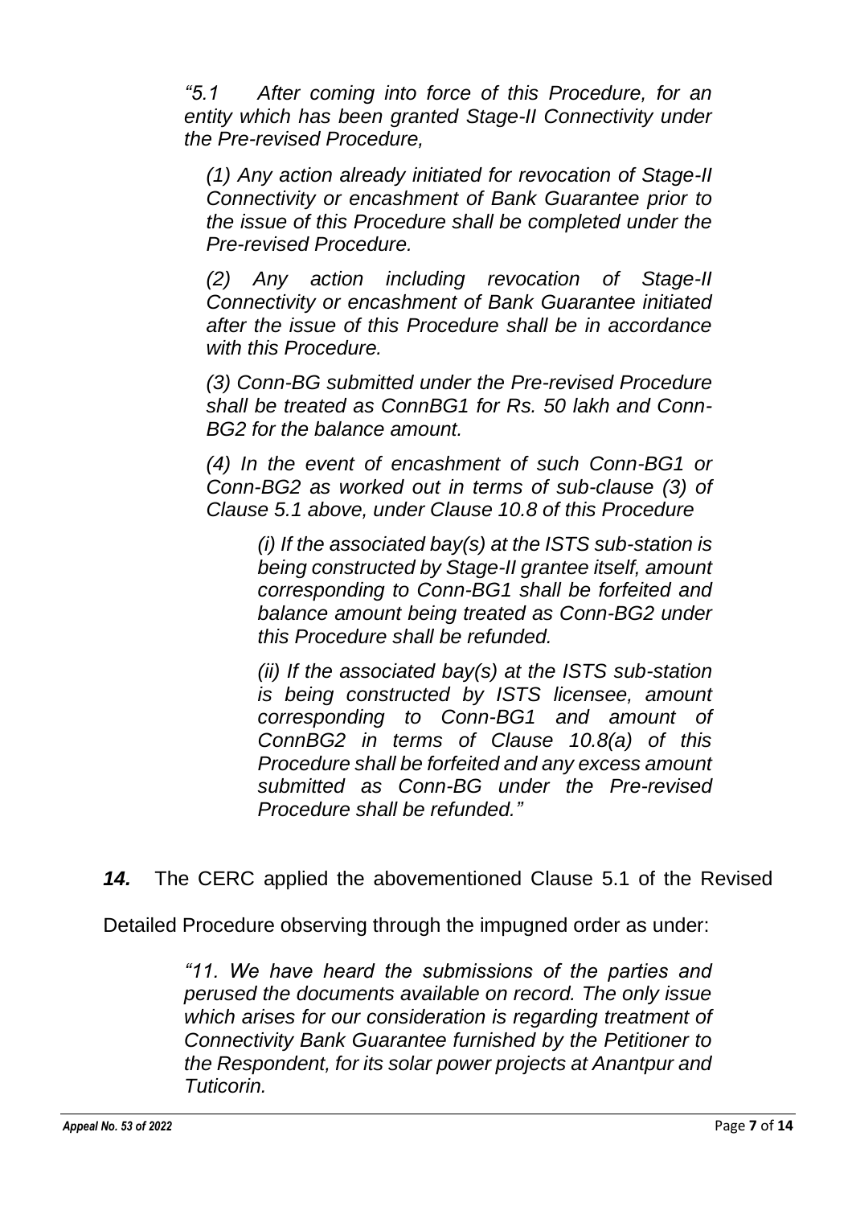*"5.1 After coming into force of this Procedure, for an entity which has been granted Stage-II Connectivity under the Pre-revised Procedure,*

> *(1) Any action already initiated for revocation of Stage-II Connectivity or encashment of Bank Guarantee prior to the issue of this Procedure shall be completed under the Pre-revised Procedure.*
>
> *(2) Any action including revocation of Stage-II Connectivity or encashment of Bank Guarantee initiated after the issue of this Procedure shall be in accordance with this Procedure.*
>
> *(3) Conn-BG submitted under the Pre-revised Procedure shall be treated as ConnBG1 for Rs. 50 lakh and Conn-BG2 for the balance amount.*
>
> *(4) In the event of encashment of such Conn-BG1 or Conn-BG2 as worked out in terms of sub-clause (3) of Clause 5.1 above, under Clause 10.8 of this Procedure*
>
> > *(i) If the associated bay(s) at the ISTS sub-station is being constructed by Stage-II grantee itself, amount corresponding to Conn-BG1 shall be forfeited and balance amount being treated as Conn-BG2 under this Procedure shall be refunded.*
> >
> > *(ii) If the associated bay(s) at the ISTS sub-station is being constructed by ISTS licensee, amount corresponding to Conn-BG1 and amount of ConnBG2 in terms of Clause 10.8(a) of this Procedure shall be forfeited and any excess amount submitted as Conn-BG under the Pre-revised Procedure shall be refunded."*

***14.*** The CERC applied the abovementioned Clause 5.1 of the Revised Detailed Procedure observing through the impugned order as under:

> *"11. We have heard the submissions of the parties and perused the documents available on record. The only issue which arises for our consideration is regarding treatment of Connectivity Bank Guarantee furnished by the Petitioner to the Respondent, for its solar power projects at Anantpur and Tuticorin.*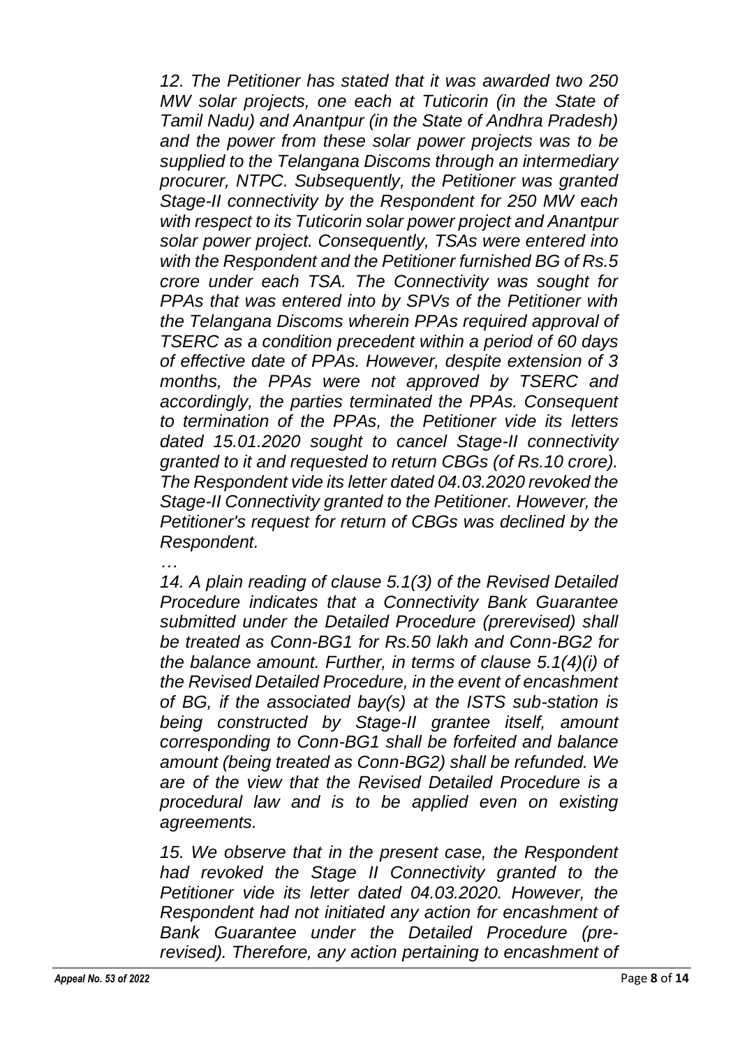*12. The Petitioner has stated that it was awarded two 250 MW solar projects, one each at Tuticorin (in the State of Tamil Nadu) and Anantpur (in the State of Andhra Pradesh) and the power from these solar power projects was to be supplied to the Telangana Discoms through an intermediary procurer, NTPC. Subsequently, the Petitioner was granted Stage-II connectivity by the Respondent for 250 MW each with respect to its Tuticorin solar power project and Anantpur solar power project. Consequently, TSAs were entered into with the Respondent and the Petitioner furnished BG of Rs.5 crore under each TSA. The Connectivity was sought for PPAs that was entered into by SPVs of the Petitioner with the Telangana Discoms wherein PPAs required approval of TSERC as a condition precedent within a period of 60 days of effective date of PPAs. However, despite extension of 3 months, the PPAs were not approved by TSERC and accordingly, the parties terminated the PPAs. Consequent to termination of the PPAs, the Petitioner vide its letters dated 15.01.2020 sought to cancel Stage-II connectivity granted to it and requested to return CBGs (of Rs.10 crore). The Respondent vide its letter dated 04.03.2020 revoked the Stage-II Connectivity granted to the Petitioner. However, the Petitioner's request for return of CBGs was declined by the Respondent.*

*…*

*14. A plain reading of clause 5.1(3) of the Revised Detailed Procedure indicates that a Connectivity Bank Guarantee submitted under the Detailed Procedure (prerevised) shall be treated as Conn-BG1 for Rs.50 lakh and Conn-BG2 for the balance amount. Further, in terms of clause 5.1(4)(i) of the Revised Detailed Procedure, in the event of encashment of BG, if the associated bay(s) at the ISTS sub-station is being constructed by Stage-II grantee itself, amount corresponding to Conn-BG1 shall be forfeited and balance amount (being treated as Conn-BG2) shall be refunded. We are of the view that the Revised Detailed Procedure is a procedural law and is to be applied even on existing agreements.*

*15. We observe that in the present case, the Respondent had revoked the Stage II Connectivity granted to the Petitioner vide its letter dated 04.03.2020. However, the Respondent had not initiated any action for encashment of Bank Guarantee under the Detailed Procedure (pre-revised). Therefore, any action pertaining to encashment of*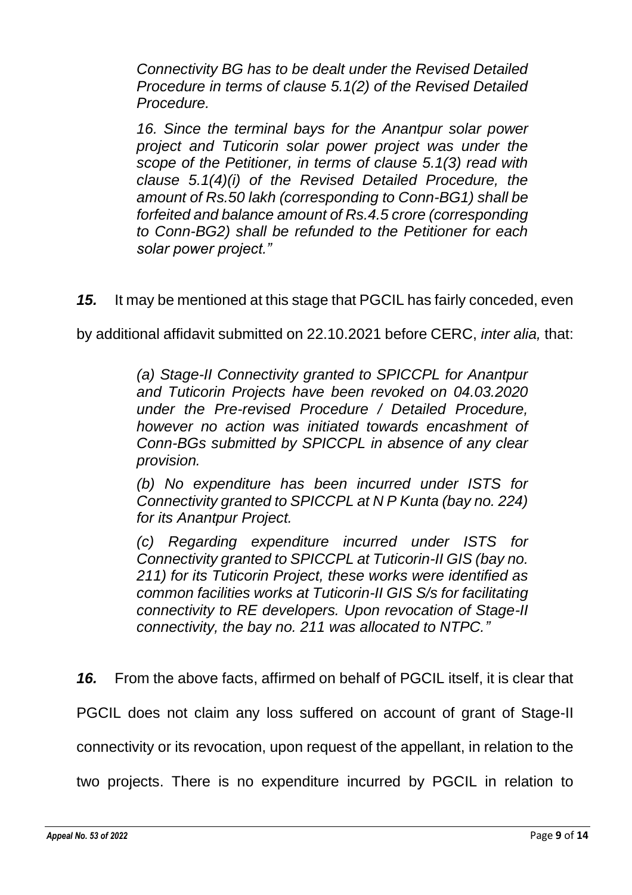*Connectivity BG has to be dealt under the Revised Detailed Procedure in terms of clause 5.1(2) of the Revised Detailed Procedure.*

*16. Since the terminal bays for the Anantpur solar power project and Tuticorin solar power project was under the scope of the Petitioner, in terms of clause 5.1(3) read with clause 5.1(4)(i) of the Revised Detailed Procedure, the amount of Rs.50 lakh (corresponding to Conn-BG1) shall be forfeited and balance amount of Rs.4.5 crore (corresponding to Conn-BG2) shall be refunded to the Petitioner for each solar power project."*

***15.*** It may be mentioned at this stage that PGCIL has fairly conceded, even by additional affidavit submitted on 22.10.2021 before CERC, *inter alia,* that:

*(a) Stage-II Connectivity granted to SPICCPL for Anantpur and Tuticorin Projects have been revoked on 04.03.2020 under the Pre-revised Procedure / Detailed Procedure, however no action was initiated towards encashment of Conn-BGs submitted by SPICCPL in absence of any clear provision.*

*(b) No expenditure has been incurred under ISTS for Connectivity granted to SPICCPL at N P Kunta (bay no. 224) for its Anantpur Project.*

*(c) Regarding expenditure incurred under ISTS for Connectivity granted to SPICCPL at Tuticorin-II GIS (bay no. 211) for its Tuticorin Project, these works were identified as common facilities works at Tuticorin-II GIS S/s for facilitating connectivity to RE developers. Upon revocation of Stage-II connectivity, the bay no. 211 was allocated to NTPC."*

***16.*** From the above facts, affirmed on behalf of PGCIL itself, it is clear that PGCIL does not claim any loss suffered on account of grant of Stage-II connectivity or its revocation, upon request of the appellant, in relation to the two projects. There is no expenditure incurred by PGCIL in relation to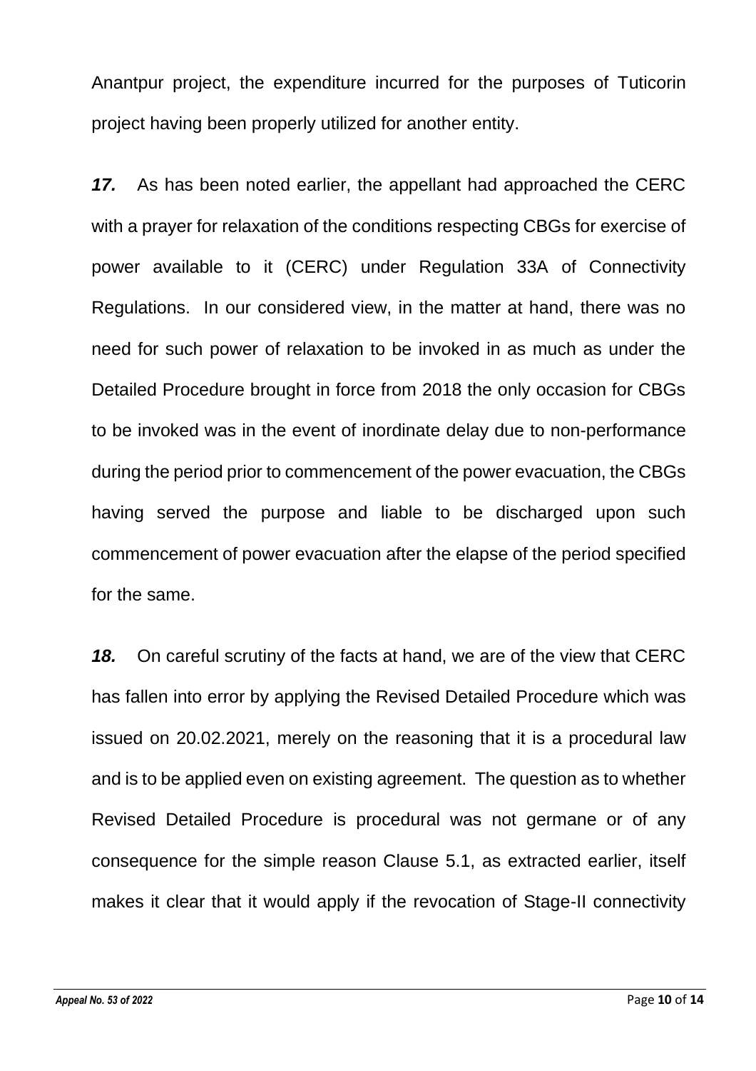Anantpur project, the expenditure incurred for the purposes of Tuticorin project having been properly utilized for another entity.

***17.*** As has been noted earlier, the appellant had approached the CERC with a prayer for relaxation of the conditions respecting CBGs for exercise of power available to it (CERC) under Regulation 33A of Connectivity Regulations. In our considered view, in the matter at hand, there was no need for such power of relaxation to be invoked in as much as under the Detailed Procedure brought in force from 2018 the only occasion for CBGs to be invoked was in the event of inordinate delay due to non-performance during the period prior to commencement of the power evacuation, the CBGs having served the purpose and liable to be discharged upon such commencement of power evacuation after the elapse of the period specified for the same.

***18.*** On careful scrutiny of the facts at hand, we are of the view that CERC has fallen into error by applying the Revised Detailed Procedure which was issued on 20.02.2021, merely on the reasoning that it is a procedural law and is to be applied even on existing agreement. The question as to whether Revised Detailed Procedure is procedural was not germane or of any consequence for the simple reason Clause 5.1, as extracted earlier, itself makes it clear that it would apply if the revocation of Stage-II connectivity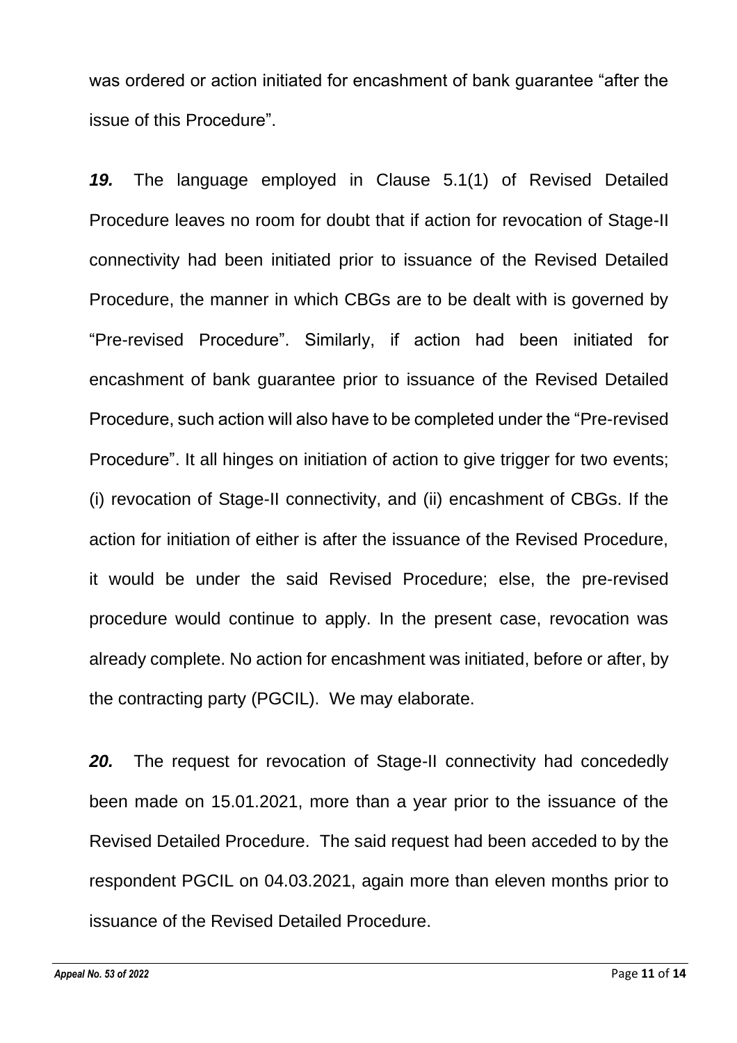was ordered or action initiated for encashment of bank guarantee "after the issue of this Procedure".

***19.*** The language employed in Clause 5.1(1) of Revised Detailed Procedure leaves no room for doubt that if action for revocation of Stage-II connectivity had been initiated prior to issuance of the Revised Detailed Procedure, the manner in which CBGs are to be dealt with is governed by "Pre-revised Procedure". Similarly, if action had been initiated for encashment of bank guarantee prior to issuance of the Revised Detailed Procedure, such action will also have to be completed under the "Pre-revised Procedure". It all hinges on initiation of action to give trigger for two events; (i) revocation of Stage-II connectivity, and (ii) encashment of CBGs. If the action for initiation of either is after the issuance of the Revised Procedure, it would be under the said Revised Procedure; else, the pre-revised procedure would continue to apply. In the present case, revocation was already complete. No action for encashment was initiated, before or after, by the contracting party (PGCIL). We may elaborate.

***20.*** The request for revocation of Stage-II connectivity had concededly been made on 15.01.2021, more than a year prior to the issuance of the Revised Detailed Procedure. The said request had been acceded to by the respondent PGCIL on 04.03.2021, again more than eleven months prior to issuance of the Revised Detailed Procedure.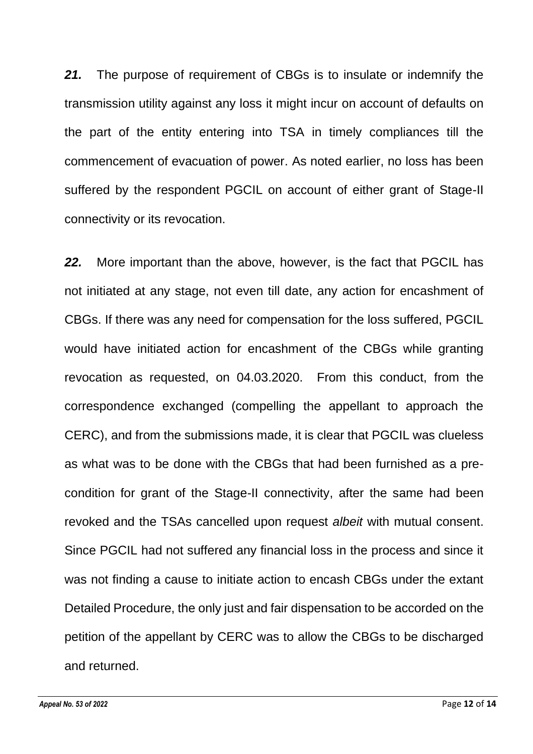***21.*** The purpose of requirement of CBGs is to insulate or indemnify the transmission utility against any loss it might incur on account of defaults on the part of the entity entering into TSA in timely compliances till the commencement of evacuation of power. As noted earlier, no loss has been suffered by the respondent PGCIL on account of either grant of Stage-II connectivity or its revocation.

***22.*** More important than the above, however, is the fact that PGCIL has not initiated at any stage, not even till date, any action for encashment of CBGs. If there was any need for compensation for the loss suffered, PGCIL would have initiated action for encashment of the CBGs while granting revocation as requested, on 04.03.2020. From this conduct, from the correspondence exchanged (compelling the appellant to approach the CERC), and from the submissions made, it is clear that PGCIL was clueless as what was to be done with the CBGs that had been furnished as a pre-condition for grant of the Stage-II connectivity, after the same had been revoked and the TSAs cancelled upon request *albeit* with mutual consent. Since PGCIL had not suffered any financial loss in the process and since it was not finding a cause to initiate action to encash CBGs under the extant Detailed Procedure, the only just and fair dispensation to be accorded on the petition of the appellant by CERC was to allow the CBGs to be discharged and returned.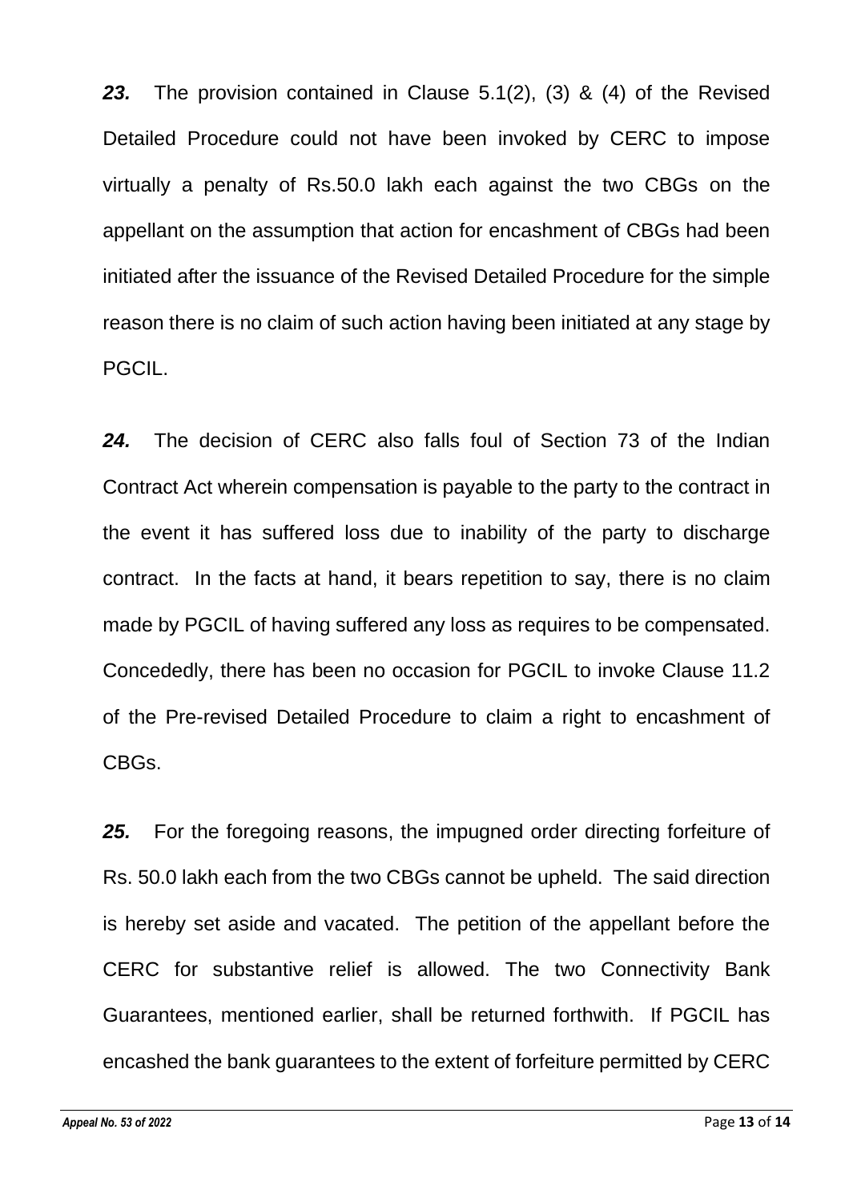***23.*** The provision contained in Clause 5.1(2), (3) & (4) of the Revised Detailed Procedure could not have been invoked by CERC to impose virtually a penalty of Rs.50.0 lakh each against the two CBGs on the appellant on the assumption that action for encashment of CBGs had been initiated after the issuance of the Revised Detailed Procedure for the simple reason there is no claim of such action having been initiated at any stage by PGCIL.

***24.*** The decision of CERC also falls foul of Section 73 of the Indian Contract Act wherein compensation is payable to the party to the contract in the event it has suffered loss due to inability of the party to discharge contract. In the facts at hand, it bears repetition to say, there is no claim made by PGCIL of having suffered any loss as requires to be compensated. Concededly, there has been no occasion for PGCIL to invoke Clause 11.2 of the Pre-revised Detailed Procedure to claim a right to encashment of CBGs.

***25.*** For the foregoing reasons, the impugned order directing forfeiture of Rs. 50.0 lakh each from the two CBGs cannot be upheld. The said direction is hereby set aside and vacated. The petition of the appellant before the CERC for substantive relief is allowed. The two Connectivity Bank Guarantees, mentioned earlier, shall be returned forthwith. If PGCIL has encashed the bank guarantees to the extent of forfeiture permitted by CERC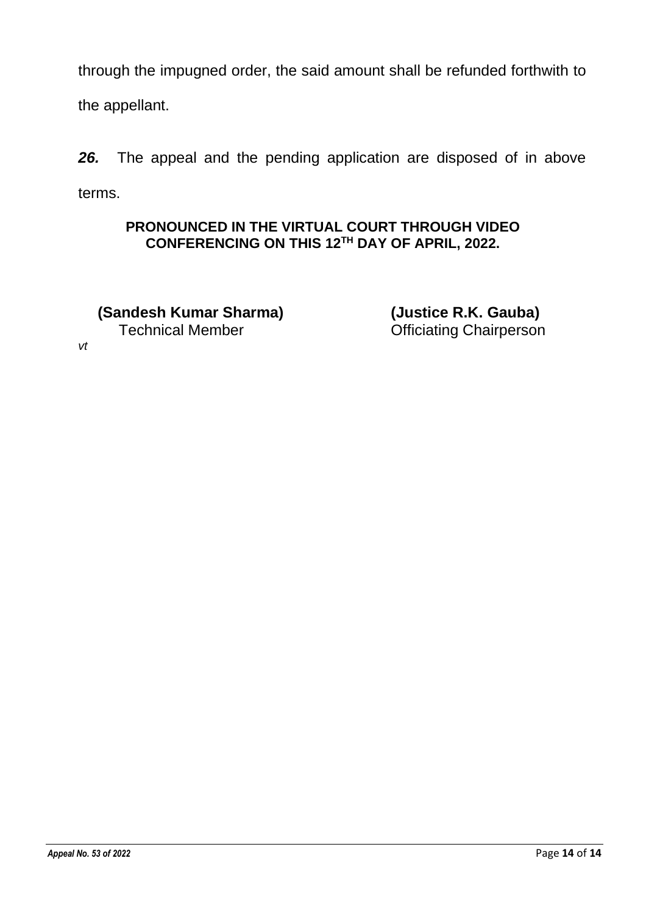through the impugned order, the said amount shall be refunded forthwith to the appellant.

***26.*** The appeal and the pending application are disposed of in above terms.

**PRONOUNCED IN THE VIRTUAL COURT THROUGH VIDEO CONFERENCING ON THIS 12TH DAY OF APRIL, 2022.**

**(Sandesh Kumar Sharma)**
Technical Member

**(Justice R.K. Gauba)**
Officiating Chairperson

*vt*